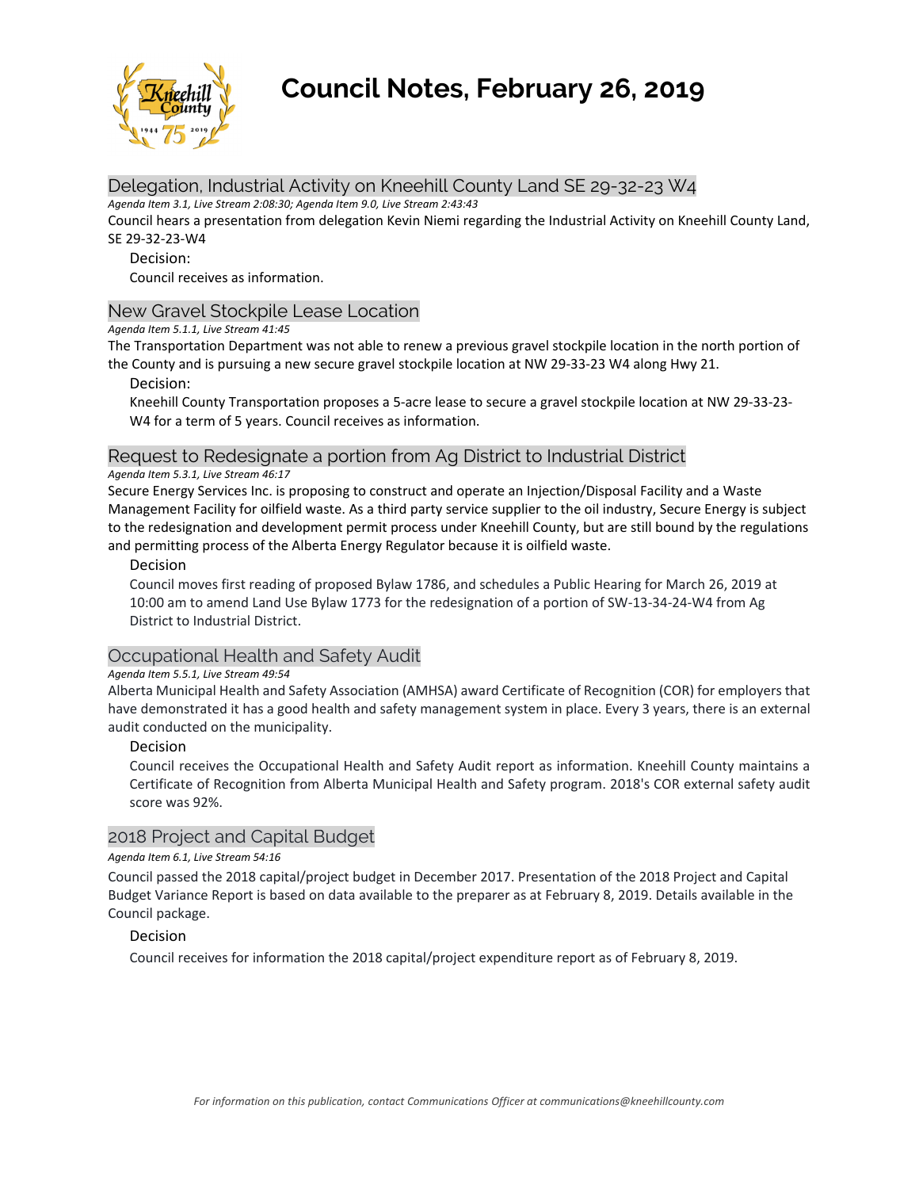# Council Notes, February 26, 2019

## Delegation, Industrial Activity on Kneehill County Land SE 29-32-23 W4

*Agenda Item 3.1, Live Stream 2:08:30; Agenda Item 9.0, Live Stream 2:43:43*

Council hears a presentation from delegation Kevin Niemi regarding the Industrial Activity on Kneehill County Land, SE 29-32-23-W4

Decision:

Council receives as information.

## New Gravel Stockpile Lease Location

*Agenda Item 5.1.1, Live Stream 41:45*

The Transportation Department was not able to renew a previous gravel stockpile location in the north portion of the County and is pursuing a new secure gravel stockpile location at NW 29-33-23 W4 along Hwy 21.

Decision:

Kneehill County Transportation proposes a 5-acre lease to secure a gravel stockpile location at NW 29-33-23-W4 for a term of 5 years. Council receives as information.

## Request to Redesignate a portion from Ag District to Industrial District

*Agenda Item 5.3.1, Live Stream 46:17*

Secure Energy Services Inc. is proposing to construct and operate an Injection/Disposal Facility and a Waste Management Facility for oilfield waste. As a third party service supplier to the oil industry, Secure Energy is subject to the redesignation and development permit process under Kneehill County, but are still bound by the regulations and permitting process of the Alberta Energy Regulator because it is oilfield waste.

Decision

Council moves first reading of proposed Bylaw 1786, and schedules a Public Hearing for March 26, 2019 at 10:00 am to amend Land Use Bylaw 1773 for the redesignation of a portion of SW-13-34-24-W4 from Ag District to Industrial District.

## Occupational Health and Safety Audit

*Agenda Item 5.5.1, Live Stream 49:54*

Alberta Municipal Health and Safety Association (AMHSA) award Certificate of Recognition (COR) for employers that have demonstrated it has a good health and safety management system in place. Every 3 years, there is an external audit conducted on the municipality.

Decision

Council receives the Occupational Health and Safety Audit report as information. Kneehill County maintains a Certificate of Recognition from Alberta Municipal Health and Safety program. 2018's COR external safety audit score was 92%.

## 2018 Project and Capital Budget

*Agenda Item 6.1, Live Stream 54:16*

Council passed the 2018 capital/project budget in December 2017. Presentation of the 2018 Project and Capital Budget Variance Report is based on data available to the preparer as at February 8, 2019. Details available in the Council package.

Decision

Council receives for information the 2018 capital/project expenditure report as of February 8, 2019.

*For information on this publication, contact Communications Officer at communications@kneehillcounty.com*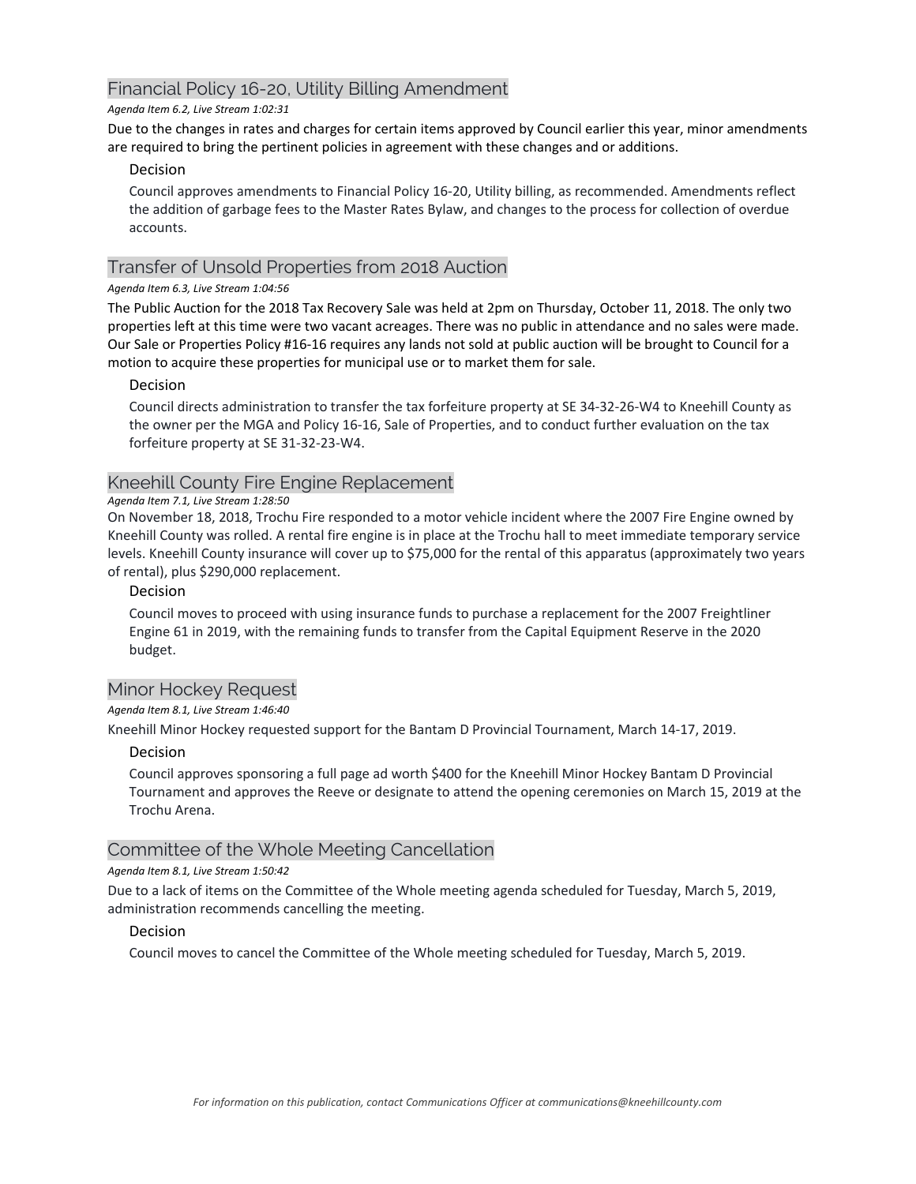## Financial Policy 16-20, Utility Billing Amendment

*Agenda Item 6.2, Live Stream 1:02:31*

Due to the changes in rates and charges for certain items approved by Council earlier this year, minor amendments are required to bring the pertinent policies in agreement with these changes and or additions.

### Decision

Council approves amendments to Financial Policy 16-20, Utility billing, as recommended. Amendments reflect the addition of garbage fees to the Master Rates Bylaw, and changes to the process for collection of overdue accounts.

## Transfer of Unsold Properties from 2018 Auction

*Agenda Item 6.3, Live Stream 1:04:56*

The Public Auction for the 2018 Tax Recovery Sale was held at 2pm on Thursday, October 11, 2018. The only two properties left at this time were two vacant acreages. There was no public in attendance and no sales were made. Our Sale or Properties Policy #16-16 requires any lands not sold at public auction will be brought to Council for a motion to acquire these properties for municipal use or to market them for sale.

### Decision

Council directs administration to transfer the tax forfeiture property at SE 34-32-26-W4 to Kneehill County as the owner per the MGA and Policy 16-16, Sale of Properties, and to conduct further evaluation on the tax forfeiture property at SE 31-32-23-W4.

## Kneehill County Fire Engine Replacement

*Agenda Item 7.1, Live Stream 1:28:50*

On November 18, 2018, Trochu Fire responded to a motor vehicle incident where the 2007 Fire Engine owned by Kneehill County was rolled. A rental fire engine is in place at the Trochu hall to meet immediate temporary service levels. Kneehill County insurance will cover up to $75,000 for the rental of this apparatus (approximately two years of rental), plus $290,000 replacement.

### Decision

Council moves to proceed with using insurance funds to purchase a replacement for the 2007 Freightliner Engine 61 in 2019, with the remaining funds to transfer from the Capital Equipment Reserve in the 2020 budget.

## Minor Hockey Request

*Agenda Item 8.1, Live Stream 1:46:40*

Kneehill Minor Hockey requested support for the Bantam D Provincial Tournament, March 14-17, 2019.

### Decision

Council approves sponsoring a full page ad worth $400 for the Kneehill Minor Hockey Bantam D Provincial Tournament and approves the Reeve or designate to attend the opening ceremonies on March 15, 2019 at the Trochu Arena.

## Committee of the Whole Meeting Cancellation

*Agenda Item 8.1, Live Stream 1:50:42*

Due to a lack of items on the Committee of the Whole meeting agenda scheduled for Tuesday, March 5, 2019, administration recommends cancelling the meeting.

### Decision

Council moves to cancel the Committee of the Whole meeting scheduled for Tuesday, March 5, 2019.

*For information on this publication, contact Communications Officer at communications@kneehillcounty.com*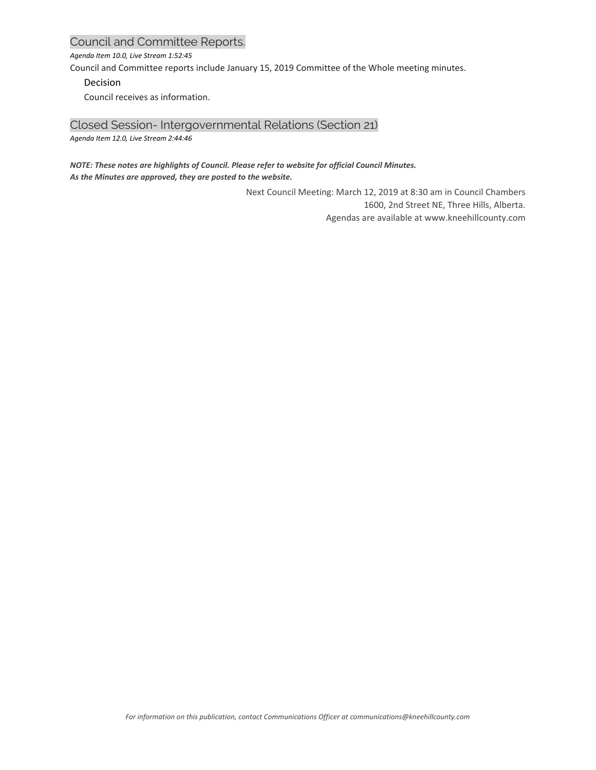## Council and Committee Reports.

*Agenda Item 10.0, Live Stream 1:52:45*

Council and Committee reports include January 15, 2019 Committee of the Whole meeting minutes.

### Decision

Council receives as information.

## Closed Session- Intergovernmental Relations (Section 21)

*Agenda Item 12.0, Live Stream 2:44:46*

***NOTE: These notes are highlights of Council. Please refer to website for official Council Minutes. As the Minutes are approved, they are posted to the website.***

Next Council Meeting: March 12, 2019 at 8:30 am in Council Chambers
1600, 2nd Street NE, Three Hills, Alberta.
Agendas are available at www.kneehillcounty.com

*For information on this publication, contact Communications Officer at communications@kneehillcounty.com*